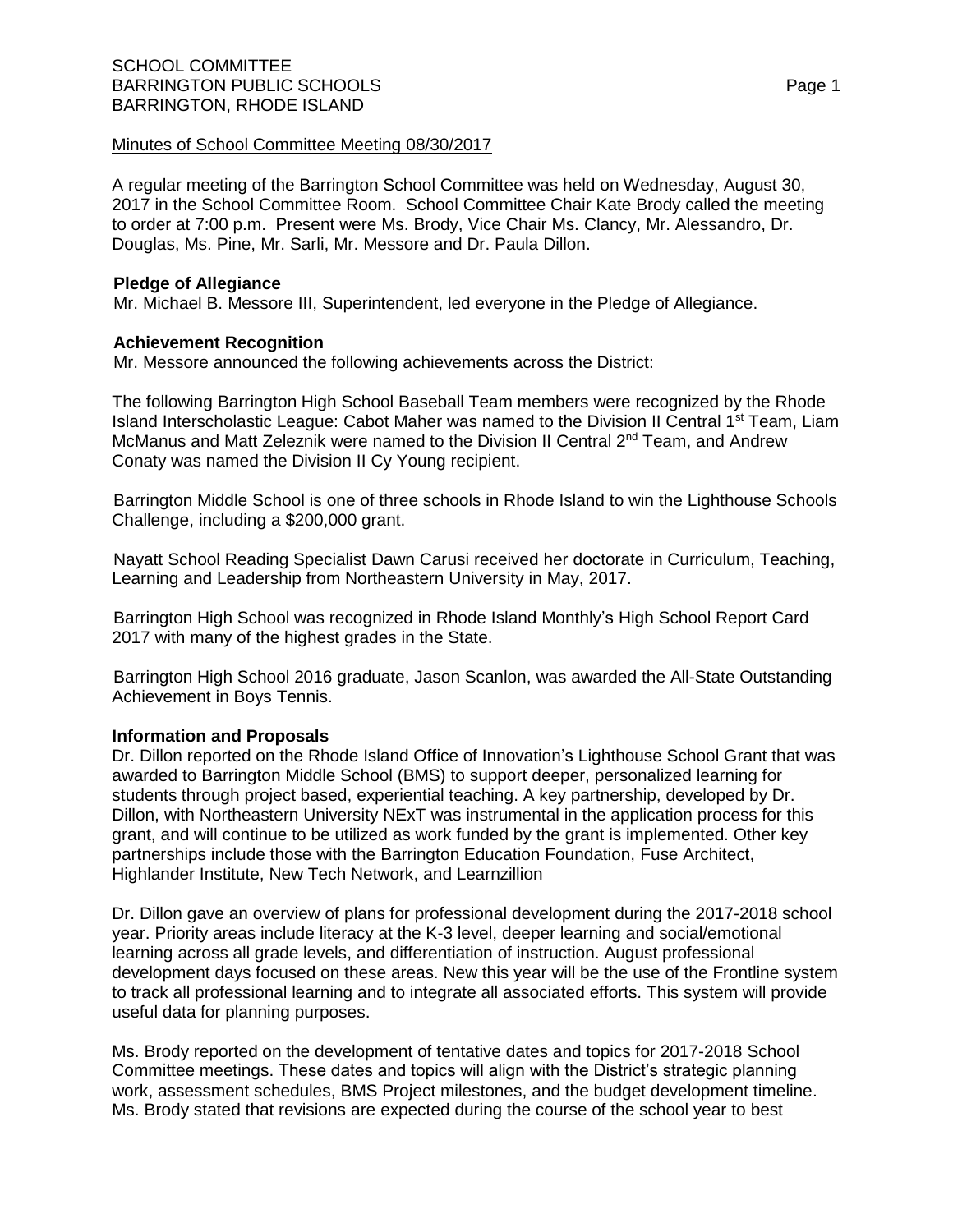SCHOOL COMMITTEE
BARRINGTON PUBLIC SCHOOLS
BARRINGTON, RHODE ISLAND

Minutes of School Committee Meeting 08/30/2017

A regular meeting of the Barrington School Committee was held on Wednesday, August 30, 2017 in the School Committee Room. School Committee Chair Kate Brody called the meeting to order at 7:00 p.m. Present were Ms. Brody, Vice Chair Ms. Clancy, Mr. Alessandro, Dr. Douglas, Ms. Pine, Mr. Sarli, Mr. Messore and Dr. Paula Dillon.

**Pledge of Allegiance**

Mr. Michael B. Messore III, Superintendent, led everyone in the Pledge of Allegiance.

**Achievement Recognition**

Mr. Messore announced the following achievements across the District:

The following Barrington High School Baseball Team members were recognized by the Rhode Island Interscholastic League: Cabot Maher was named to the Division II Central 1st Team, Liam McManus and Matt Zeleznik were named to the Division II Central 2nd Team, and Andrew Conaty was named the Division II Cy Young recipient.

Barrington Middle School is one of three schools in Rhode Island to win the Lighthouse Schools Challenge, including a $200,000 grant.

Nayatt School Reading Specialist Dawn Carusi received her doctorate in Curriculum, Teaching, Learning and Leadership from Northeastern University in May, 2017.

Barrington High School was recognized in Rhode Island Monthly's High School Report Card 2017 with many of the highest grades in the State.

Barrington High School 2016 graduate, Jason Scanlon, was awarded the All-State Outstanding Achievement in Boys Tennis.

**Information and Proposals**

Dr. Dillon reported on the Rhode Island Office of Innovation's Lighthouse School Grant that was awarded to Barrington Middle School (BMS) to support deeper, personalized learning for students through project based, experiential teaching. A key partnership, developed by Dr. Dillon, with Northeastern University NExT was instrumental in the application process for this grant, and will continue to be utilized as work funded by the grant is implemented. Other key partnerships include those with the Barrington Education Foundation, Fuse Architect, Highlander Institute, New Tech Network, and Learnzillion

Dr. Dillon gave an overview of plans for professional development during the 2017-2018 school year. Priority areas include literacy at the K-3 level, deeper learning and social/emotional learning across all grade levels, and differentiation of instruction. August professional development days focused on these areas. New this year will be the use of the Frontline system to track all professional learning and to integrate all associated efforts. This system will provide useful data for planning purposes.

Ms. Brody reported on the development of tentative dates and topics for 2017-2018 School Committee meetings. These dates and topics will align with the District's strategic planning work, assessment schedules, BMS Project milestones, and the budget development timeline. Ms. Brody stated that revisions are expected during the course of the school year to best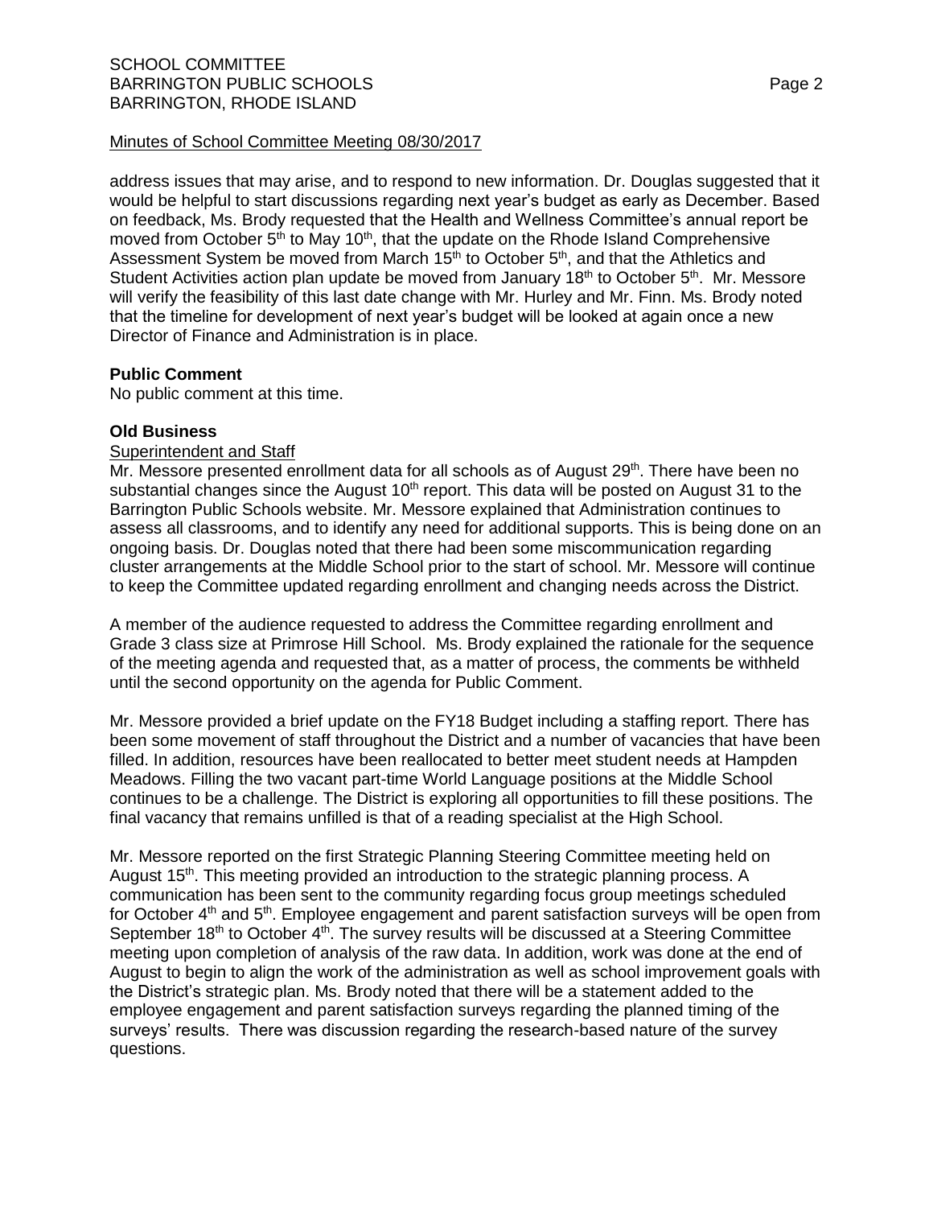Minutes of School Committee Meeting 08/30/2017

address issues that may arise, and to respond to new information. Dr. Douglas suggested that it would be helpful to start discussions regarding next year's budget as early as December. Based on feedback, Ms. Brody requested that the Health and Wellness Committee's annual report be moved from October 5th to May 10th, that the update on the Rhode Island Comprehensive Assessment System be moved from March 15th to October 5th, and that the Athletics and Student Activities action plan update be moved from January 18th to October 5th. Mr. Messore will verify the feasibility of this last date change with Mr. Hurley and Mr. Finn. Ms. Brody noted that the timeline for development of next year's budget will be looked at again once a new Director of Finance and Administration is in place.

**Public Comment**

No public comment at this time.

**Old Business**

Superintendent and Staff

Mr. Messore presented enrollment data for all schools as of August 29th. There have been no substantial changes since the August 10th report. This data will be posted on August 31 to the Barrington Public Schools website. Mr. Messore explained that Administration continues to assess all classrooms, and to identify any need for additional supports. This is being done on an ongoing basis. Dr. Douglas noted that there had been some miscommunication regarding cluster arrangements at the Middle School prior to the start of school. Mr. Messore will continue to keep the Committee updated regarding enrollment and changing needs across the District.

A member of the audience requested to address the Committee regarding enrollment and Grade 3 class size at Primrose Hill School. Ms. Brody explained the rationale for the sequence of the meeting agenda and requested that, as a matter of process, the comments be withheld until the second opportunity on the agenda for Public Comment.

Mr. Messore provided a brief update on the FY18 Budget including a staffing report. There has been some movement of staff throughout the District and a number of vacancies that have been filled. In addition, resources have been reallocated to better meet student needs at Hampden Meadows. Filling the two vacant part-time World Language positions at the Middle School continues to be a challenge. The District is exploring all opportunities to fill these positions. The final vacancy that remains unfilled is that of a reading specialist at the High School.

Mr. Messore reported on the first Strategic Planning Steering Committee meeting held on August 15th. This meeting provided an introduction to the strategic planning process. A communication has been sent to the community regarding focus group meetings scheduled for October 4th and 5th. Employee engagement and parent satisfaction surveys will be open from September 18th to October 4th. The survey results will be discussed at a Steering Committee meeting upon completion of analysis of the raw data. In addition, work was done at the end of August to begin to align the work of the administration as well as school improvement goals with the District's strategic plan. Ms. Brody noted that there will be a statement added to the employee engagement and parent satisfaction surveys regarding the planned timing of the surveys' results. There was discussion regarding the research-based nature of the survey questions.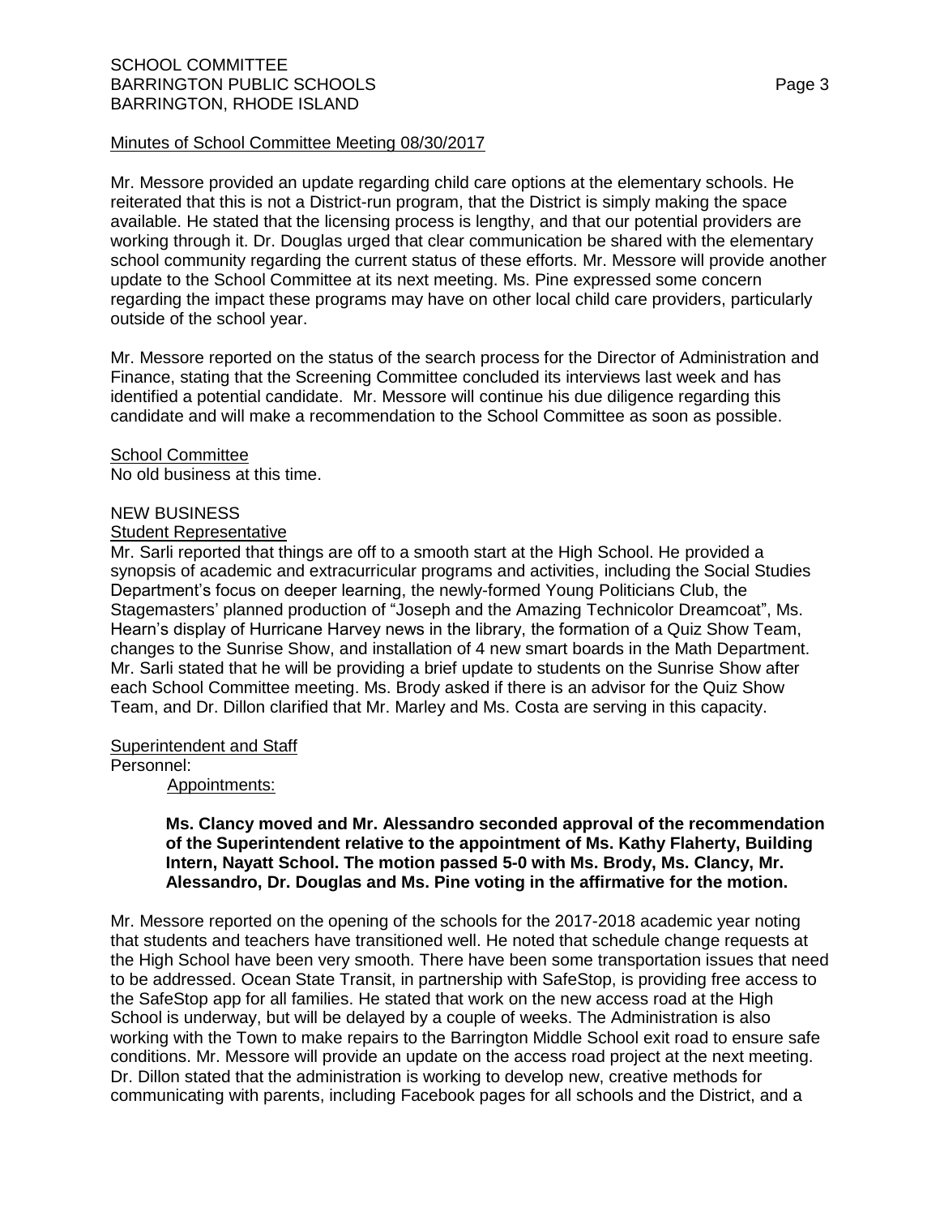Minutes of School Committee Meeting 08/30/2017

Mr. Messore provided an update regarding child care options at the elementary schools. He reiterated that this is not a District-run program, that the District is simply making the space available. He stated that the licensing process is lengthy, and that our potential providers are working through it. Dr. Douglas urged that clear communication be shared with the elementary school community regarding the current status of these efforts. Mr. Messore will provide another update to the School Committee at its next meeting. Ms. Pine expressed some concern regarding the impact these programs may have on other local child care providers, particularly outside of the school year.

Mr. Messore reported on the status of the search process for the Director of Administration and Finance, stating that the Screening Committee concluded its interviews last week and has identified a potential candidate. Mr. Messore will continue his due diligence regarding this candidate and will make a recommendation to the School Committee as soon as possible.

School Committee

No old business at this time.

NEW BUSINESS

Student Representative

Mr. Sarli reported that things are off to a smooth start at the High School. He provided a synopsis of academic and extracurricular programs and activities, including the Social Studies Department's focus on deeper learning, the newly-formed Young Politicians Club, the Stagemasters' planned production of "Joseph and the Amazing Technicolor Dreamcoat", Ms. Hearn's display of Hurricane Harvey news in the library, the formation of a Quiz Show Team, changes to the Sunrise Show, and installation of 4 new smart boards in the Math Department. Mr. Sarli stated that he will be providing a brief update to students on the Sunrise Show after each School Committee meeting. Ms. Brody asked if there is an advisor for the Quiz Show Team, and Dr. Dillon clarified that Mr. Marley and Ms. Costa are serving in this capacity.

Superintendent and Staff

Personnel:

Appointments:

**Ms. Clancy moved and Mr. Alessandro seconded approval of the recommendation of the Superintendent relative to the appointment of Ms. Kathy Flaherty, Building Intern, Nayatt School. The motion passed 5-0 with Ms. Brody, Ms. Clancy, Mr. Alessandro, Dr. Douglas and Ms. Pine voting in the affirmative for the motion.**

Mr. Messore reported on the opening of the schools for the 2017-2018 academic year noting that students and teachers have transitioned well. He noted that schedule change requests at the High School have been very smooth. There have been some transportation issues that need to be addressed. Ocean State Transit, in partnership with SafeStop, is providing free access to the SafeStop app for all families. He stated that work on the new access road at the High School is underway, but will be delayed by a couple of weeks. The Administration is also working with the Town to make repairs to the Barrington Middle School exit road to ensure safe conditions. Mr. Messore will provide an update on the access road project at the next meeting. Dr. Dillon stated that the administration is working to develop new, creative methods for communicating with parents, including Facebook pages for all schools and the District, and a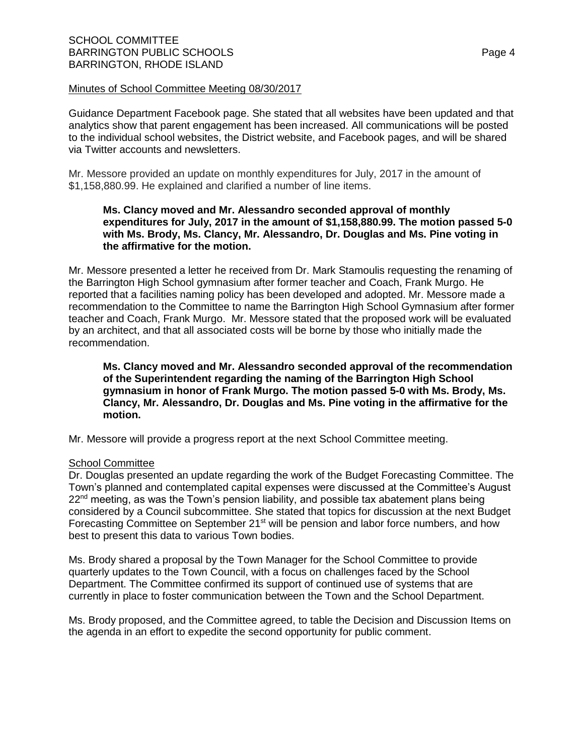Minutes of School Committee Meeting 08/30/2017

Guidance Department Facebook page. She stated that all websites have been updated and that analytics show that parent engagement has been increased. All communications will be posted to the individual school websites, the District website, and Facebook pages, and will be shared via Twitter accounts and newsletters.

Mr. Messore provided an update on monthly expenditures for July, 2017 in the amount of $1,158,880.99. He explained and clarified a number of line items.

> **Ms. Clancy moved and Mr. Alessandro seconded approval of monthly expenditures for July, 2017 in the amount of $1,158,880.99. The motion passed 5-0 with Ms. Brody, Ms. Clancy, Mr. Alessandro, Dr. Douglas and Ms. Pine voting in the affirmative for the motion.**

Mr. Messore presented a letter he received from Dr. Mark Stamoulis requesting the renaming of the Barrington High School gymnasium after former teacher and Coach, Frank Murgo. He reported that a facilities naming policy has been developed and adopted. Mr. Messore made a recommendation to the Committee to name the Barrington High School Gymnasium after former teacher and Coach, Frank Murgo. Mr. Messore stated that the proposed work will be evaluated by an architect, and that all associated costs will be borne by those who initially made the recommendation.

> **Ms. Clancy moved and Mr. Alessandro seconded approval of the recommendation of the Superintendent regarding the naming of the Barrington High School gymnasium in honor of Frank Murgo. The motion passed 5-0 with Ms. Brody, Ms. Clancy, Mr. Alessandro, Dr. Douglas and Ms. Pine voting in the affirmative for the motion.**

Mr. Messore will provide a progress report at the next School Committee meeting.

School Committee

Dr. Douglas presented an update regarding the work of the Budget Forecasting Committee. The Town's planned and contemplated capital expenses were discussed at the Committee's August 22nd meeting, as was the Town's pension liability, and possible tax abatement plans being considered by a Council subcommittee. She stated that topics for discussion at the next Budget Forecasting Committee on September 21st will be pension and labor force numbers, and how best to present this data to various Town bodies.

Ms. Brody shared a proposal by the Town Manager for the School Committee to provide quarterly updates to the Town Council, with a focus on challenges faced by the School Department. The Committee confirmed its support of continued use of systems that are currently in place to foster communication between the Town and the School Department.

Ms. Brody proposed, and the Committee agreed, to table the Decision and Discussion Items on the agenda in an effort to expedite the second opportunity for public comment.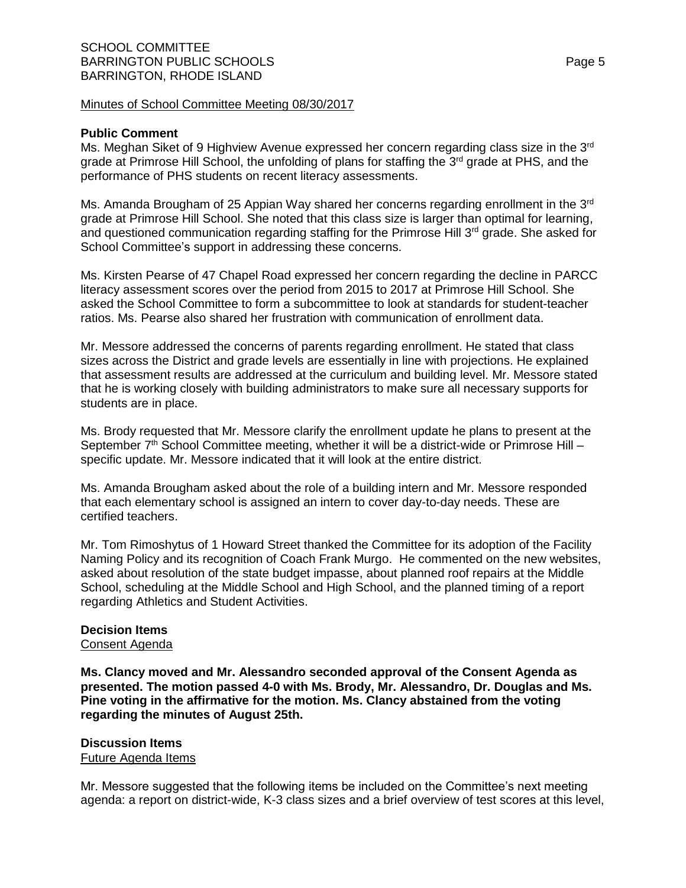Minutes of School Committee Meeting 08/30/2017

**Public Comment**

Ms. Meghan Siket of 9 Highview Avenue expressed her concern regarding class size in the 3rd grade at Primrose Hill School, the unfolding of plans for staffing the 3rd grade at PHS, and the performance of PHS students on recent literacy assessments.

Ms. Amanda Brougham of 25 Appian Way shared her concerns regarding enrollment in the 3rd grade at Primrose Hill School. She noted that this class size is larger than optimal for learning, and questioned communication regarding staffing for the Primrose Hill 3rd grade. She asked for School Committee's support in addressing these concerns.

Ms. Kirsten Pearse of 47 Chapel Road expressed her concern regarding the decline in PARCC literacy assessment scores over the period from 2015 to 2017 at Primrose Hill School. She asked the School Committee to form a subcommittee to look at standards for student-teacher ratios. Ms. Pearse also shared her frustration with communication of enrollment data.

Mr. Messore addressed the concerns of parents regarding enrollment. He stated that class sizes across the District and grade levels are essentially in line with projections. He explained that assessment results are addressed at the curriculum and building level. Mr. Messore stated that he is working closely with building administrators to make sure all necessary supports for students are in place.

Ms. Brody requested that Mr. Messore clarify the enrollment update he plans to present at the September 7th School Committee meeting, whether it will be a district-wide or Primrose Hill – specific update. Mr. Messore indicated that it will look at the entire district.

Ms. Amanda Brougham asked about the role of a building intern and Mr. Messore responded that each elementary school is assigned an intern to cover day-to-day needs. These are certified teachers.

Mr. Tom Rimoshytus of 1 Howard Street thanked the Committee for its adoption of the Facility Naming Policy and its recognition of Coach Frank Murgo. He commented on the new websites, asked about resolution of the state budget impasse, about planned roof repairs at the Middle School, scheduling at the Middle School and High School, and the planned timing of a report regarding Athletics and Student Activities.

**Decision Items**

Consent Agenda

**Ms. Clancy moved and Mr. Alessandro seconded approval of the Consent Agenda as presented. The motion passed 4-0 with Ms. Brody, Mr. Alessandro, Dr. Douglas and Ms. Pine voting in the affirmative for the motion. Ms. Clancy abstained from the voting regarding the minutes of August 25th.**

**Discussion Items**

Future Agenda Items

Mr. Messore suggested that the following items be included on the Committee's next meeting agenda: a report on district-wide, K-3 class sizes and a brief overview of test scores at this level,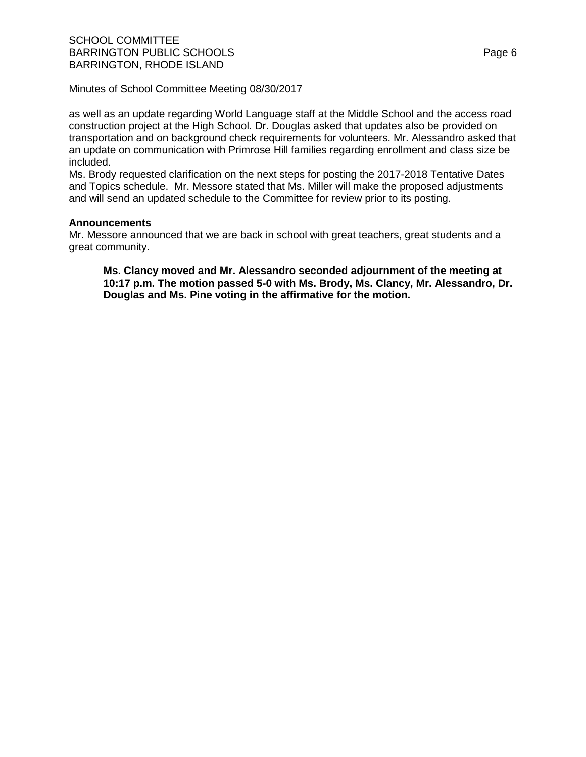as well as an update regarding World Language staff at the Middle School and the access road construction project at the High School. Dr. Douglas asked that updates also be provided on transportation and on background check requirements for volunteers. Mr. Alessandro asked that an update on communication with Primrose Hill families regarding enrollment and class size be included.

Ms. Brody requested clarification on the next steps for posting the 2017-2018 Tentative Dates and Topics schedule. Mr. Messore stated that Ms. Miller will make the proposed adjustments and will send an updated schedule to the Committee for review prior to its posting.

**Announcements**

Mr. Messore announced that we are back in school with great teachers, great students and a great community.

> **Ms. Clancy moved and Mr. Alessandro seconded adjournment of the meeting at 10:17 p.m. The motion passed 5-0 with Ms. Brody, Ms. Clancy, Mr. Alessandro, Dr. Douglas and Ms. Pine voting in the affirmative for the motion.**